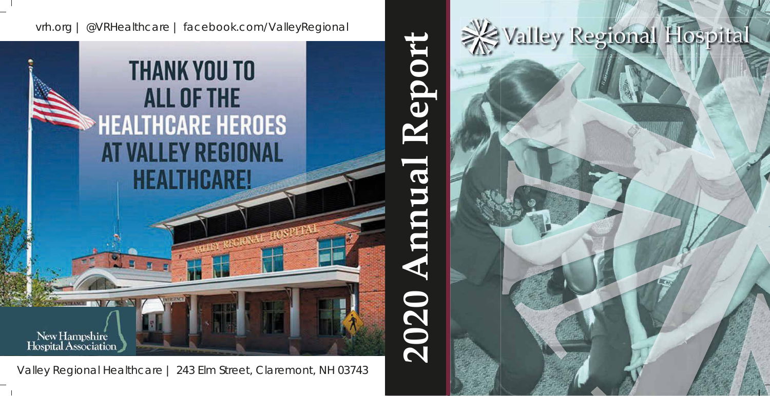vrh.org | @VRHealthcare | facebook.com/ValleyRegional

# THANK YOU TO ALL OF THE HEALTHCARE HEROES AT VALLEY REGIONAL HEALTHCARE!

New Hampshire Hospital Association

Valley Regional Healthcare | 243 Elm Street, Claremont, NH 03743

# 2020 Annual Report

Valley Regional Hospital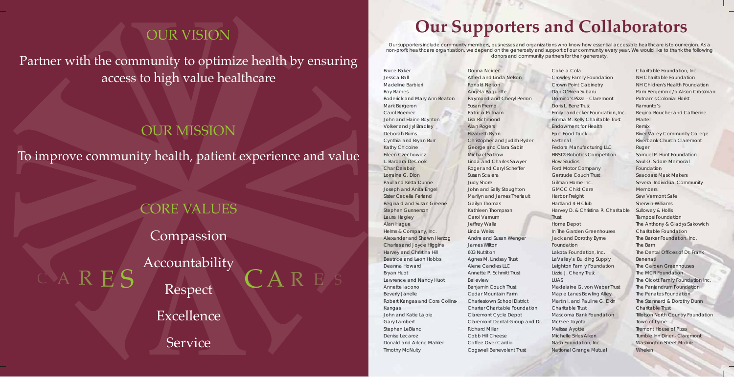## OUR VISION

Partner with the community to optimize health by ensuring access to high value healthcare

## OUR MISSION

To improve community health, patient experience and value

## CORE VALUES

Compassion

Accountability

Respect

Excellence

Service

# Our Supporters and Collaborators

Our supporters include community members, businesses and organizations who know how essential accessible healthcare is to our region. As a non-profit healthcare organization, we depend on the generosity and support of our community every year. We would like to thank the following donors and community partners for their generosity.

Bruce Baker
Jessica Ball
Madeline Barbieri
Roy Barnes
Roderick and Mary Ann Beaton
Mark Bergeron
Carol Boerner
John and Elaine Boynton
Volker and Jyl Bradley
Deborah Burns
Cynthia and Bryan Burr
Kathy Chicoine
Eileen Czechowicz
L. Barbara DeCook
Char Delabar
Lorraine G. Dion
Paul and Krista Dunne
Joseph and Anita Engel
Sister Cecelia Ferland
Reginald and Susan Greene
Stephen Gunnerson
Laura Hagley
Alan Hague
Helms & Company, Inc.
Alexander and Shawn Herzog
Charles and Joyce Higgins
Harvey and Christina Hill
Beatrice and Leon Hobbs
Deanna Howard
Bryan Huot
Lawrence and Nancy Huot
Annette Iacono
Beverly Janelle
Robert Kangas and Cora Collins-Kangas
John and Katie Lajoie
Gary Lambert
Stephen LeBlanc
Denise Lecaroz
Donald and Arlene Mahler
Timothy McNulty
Donna Neider
Alfred and Linda Nelson
Ronald Nelson
Angela Paquette
Raymond and Cheryl Perron
Susan Premo
Patricia Putnam
Lisa Richmond
Alan Rogers
Elizabeth Ryan
Christopher and Judith Ryder
George and Clara Sabin
Michael Satzow
Linda and Charles Sawyer
Roger and Caryl Scheffer
Susan Scalera
Judy Shore
John and Sally Stoughton
Marilyn and James Theriault
Gailyn Thomas
Kathleen Thompson
Carol Varnum
Jeffrey Walla
Linda Weiss
Andre and Susan Wenger
James Wilton
603 Nutrition
Agnes M. Lindsay Trust
Alene Candles LLC
Annette P. Schmitt Trust
Belleview
Benjamin Couch Trust
Cedar Mountain Farm
Charlestown School District
Charter Charitable Foundation
Claremont Cycle Depot
Claremont Dental Group and Dr. Richard Miller
Cobb Hill Cheese
Coffee Over Cardio
Cogswell Benevolent Trust
Coke-a-Cola
Crowley Family Foundation
Crown Point Cabinetry
Dan O'Brien Subaru
Domino's Pizza - Claremont
Doris L. Benz Trust
Emily Landecker Foundation, Inc.
Emma M. Kelly Charitable Trust
Endowment for Health
Epic Food Truck
Fastenal
Fedora Manufacturing LLC
FIRST® Robotics Competition
Flow Studios
Ford Motor Company
Gertrude Couch Trust
Gilman Home Inc.
GMCC Child Care
Harbor Freight
Hartland 4-H Club
Harvey D. & Christina R. Charitable Trust
Home Depot
In The Garden Greenhouses
Jack and Dorothy Byrne Foundation
Lakota Foundation, Inc.
LaValley's Building Supply
Leighton Family Foundation
Lizzie J. Cheny Trust
LUAS
Madelaine G. von Weber Trust
Maple Lanes Bowling Alley
Martin I. and Pauline G. Elkin Charitable Trust
Mascoma Bank Foundation
McGee Toyota
Melissa Ayotte
Michelle Sirles Aiken
Nash Foundation, Inc
National Grange Mutual
Charitable Foundation, Inc.
NH Charitable Foundation
NH Children's Health Foundation
Pam Bergeron c/o Alison Crossman
Putnam's Colonial Florist
Ramunto's
Regina Boucher and Catherine Martel
Remix
River Valley Community College
Riverbank Church Claremont
Ruger
Samuel P. Hunt Foundation
Saul O. Sidore Memorial Foundation
Seacoast Mask Makers
Several Individual Community Members
Sew Vermont Safe
Sherwin-Williams
Sulloway & Hollis
Tamposi Foundation
The Anthony & Gladys Sakowich Charitable Foundation
The Barker Foundation, Inc.
The Barn
The Dental Offices of Dr. Frank Benenati
The Garden Greenhouses
The MCR Foundation
The Olcott Family Foundation Inc.
The Panjandrum Foundation
The Penates Foundation
The Stannard & Dorothy Dunn Charitable Trust
Tillotson North Country Foundation
Town of Lyme
Tremont House of Pizza
Tumble Inn Diner - Claremont
Washington Street Mobile
Whelen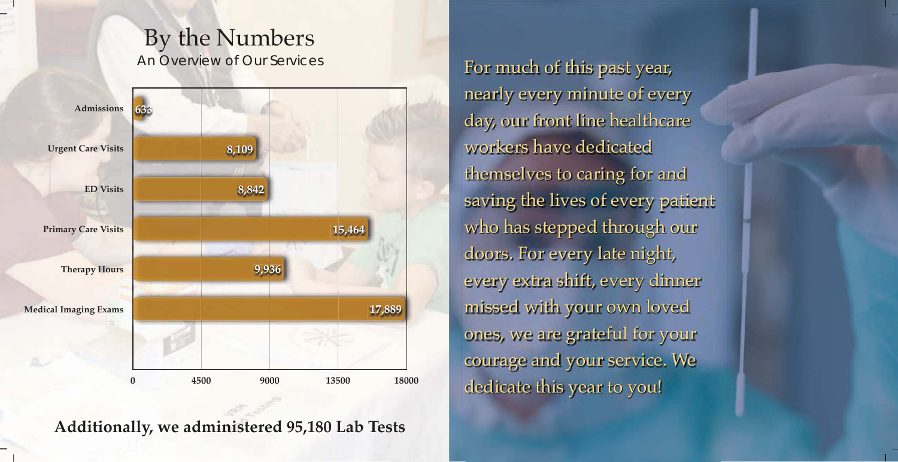# By the Numbers

## An Overview of Our Services

| Service | Count |
| --- | --- |
| Admissions | 633 |
| Urgent Care Visits | 8,109 |
| ED Visits | 8,842 |
| Primary Care Visits | 15,464 |
| Therapy Hours | 9,936 |
| Medical Imaging Exams | 17,889 |

**Additionally, we administered 95,180 Lab Tests**

For much of this past year, nearly every minute of every day, our front line healthcare workers have dedicated themselves to caring for and saving the lives of every patient who has stepped through our doors. For every late night, every extra shift, every dinner missed with your own loved ones, we are grateful for your courage and your service. We dedicate this year to you!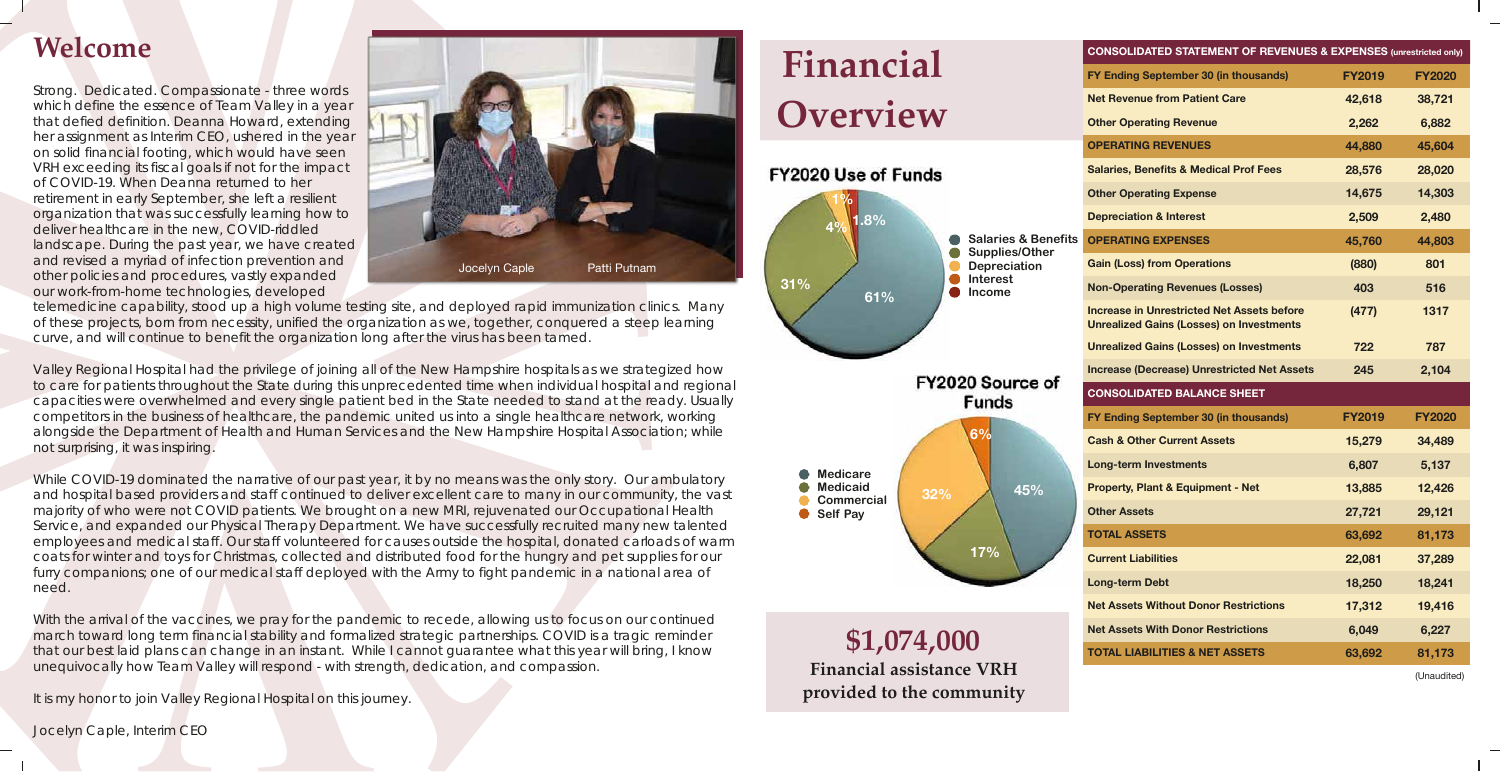# Welcome

Strong. Dedicated. Compassionate - three words which define the essence of Team Valley in a year that defied definition. Deanna Howard, extending her assignment as Interim CEO, ushered in the year on solid financial footing, which would have seen VRH exceeding its fiscal goals if not for the impact of COVID-19. When Deanna returned to her retirement in early September, she left a resilient organization that was successfully learning how to deliver healthcare in the new, COVID-riddled landscape. During the past year, we have created and revised a myriad of infection prevention and other policies and procedures, vastly expanded our work-from-home technologies, developed telemedicine capability, stood up a high volume testing site, and deployed rapid immunization clinics. Many of these projects, born from necessity, unified the organization as we, together, conquered a steep learning curve, and will continue to benefit the organization long after the virus has been tamed.

Jocelyn Caple Patti Putnam

Valley Regional Hospital had the privilege of joining all of the New Hampshire hospitals as we strategized how to care for patients throughout the State during this unprecedented time when individual hospital and regional capacities were overwhelmed and every single patient bed in the State needed to stand at the ready. Usually competitors in the business of healthcare, the pandemic united us into a single healthcare network, working alongside the Department of Health and Human Services and the New Hampshire Hospital Association; while not surprising, it was inspiring.

While COVID-19 dominated the narrative of our past year, it by no means was the only story. Our ambulatory and hospital based providers and staff continued to deliver excellent care to many in our community, the vast majority of who were not COVID patients. We brought on a new MRI, rejuvenated our Occupational Health Service, and expanded our Physical Therapy Department. We have successfully recruited many new talented employees and medical staff. Our staff volunteered for causes outside the hospital, donated carloads of warm coats for winter and toys for Christmas, collected and distributed food for the hungry and pet supplies for our furry companions; one of our medical staff deployed with the Army to fight pandemic in a national area of need.

With the arrival of the vaccines, we pray for the pandemic to recede, allowing us to focus on our continued march toward long term financial stability and formalized strategic partnerships. COVID is a tragic reminder that our best laid plans can change in an instant. While I cannot guarantee what this year will bring, I know unequivocally how Team Valley will respond - with strength, dedication, and compassion.

It is my honor to join Valley Regional Hospital on this journey.

*Jocelyn Caple, Interim CEO*

# Financial Overview

**FY2020 Use of Funds**

- Salaries & Benefits: 61%
- Supplies/Other: 31%
- Depreciation: 4%
- Interest: 1.8%
- Income: 1%

**FY2020 Source of Funds**

- Medicare: 45%
- Medicaid: 17%
- Commercial: 32%
- Self Pay: 6%

**$1,074,000**

**Financial assistance VRH provided to the community**

| CONSOLIDATED STATEMENT OF REVENUES & EXPENSES (unrestricted only) | | |
|---|---|---|
| **FY Ending September 30 (in thousands)** | **FY2019** | **FY2020** |
| Net Revenue from Patient Care | 42,618 | 38,721 |
| Other Operating Revenue | 2,262 | 6,882 |
| **OPERATING REVENUES** | **44,880** | **45,604** |
| Salaries, Benefits & Medical Prof Fees | 28,576 | 28,020 |
| Other Operating Expense | 14,675 | 14,303 |
| Depreciation & Interest | 2,509 | 2,480 |
| **OPERATING EXPENSES** | **45,760** | **44,803** |
| Gain (Loss) from Operations | (880) | 801 |
| Non-Operating Revenues (Losses) | 403 | 516 |
| Increase in Unrestricted Net Assets before Unrealized Gains (Losses) on Investments | (477) | 1317 |
| Unrealized Gains (Losses) on Investments | 722 | 787 |
| Increase (Decrease) Unrestricted Net Assets | 245 | 2,104 |

| CONSOLIDATED BALANCE SHEET | | |
|---|---|---|
| **FY Ending September 30 (in thousands)** | **FY2019** | **FY2020** |
| Cash & Other Current Assets | 15,279 | 34,489 |
| Long-term Investments | 6,807 | 5,137 |
| Property, Plant & Equipment - Net | 13,885 | 12,426 |
| Other Assets | 27,721 | 29,121 |
| **TOTAL ASSETS** | **63,692** | **81,173** |
| Current Liabilities | 22,081 | 37,289 |
| Long-term Debt | 18,250 | 18,241 |
| Net Assets Without Donor Restrictions | 17,312 | 19,416 |
| Net Assets With Donor Restrictions | 6,049 | 6,227 |
| **TOTAL LIABILITIES & NET ASSETS** | **63,692** | **81,173** |

(Unaudited)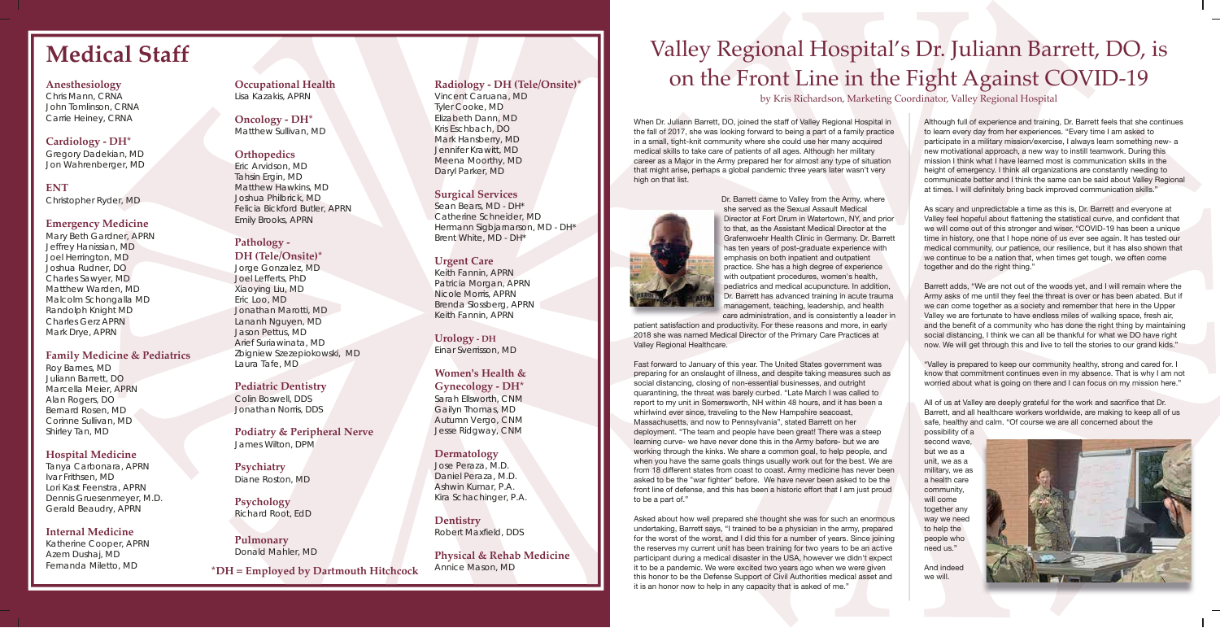# Medical Staff

### Anesthesiology
Chris Mann, CRNA
John Tomlinson, CRNA
Carrie Heiney, CRNA

### Cardiology - DH*
Gregory Dadekian, MD
Jon Wahrenberger, MD

### ENT
Christopher Ryder, MD

### Emergency Medicine
Mary Beth Gardner, APRN
Jeffrey Hanissian, MD
Joel Herrington, MD
Joshua Rudner, DO
Charles Sawyer, MD
Matthew Warden, MD
Malcolm Schongalla MD
Randolph Knight MD
Charles Gerz APRN
Mark Drye, APRN

### Family Medicine & Pediatrics
Roy Barnes, MD
Juliann Barrett, DO
Marcella Meier, APRN
Alan Rogers, DO
Bernard Rosen, MD
Corinne Sullivan, MD
Shirley Tan, MD

### Hospital Medicine
Tanya Carbonara, APRN
Ivar Frithsen, MD
Lori Kast Feenstra, APRN
Dennis Gruesenmeyer, M.D.
Gerald Beaudry, APRN

### Internal Medicine
Katherine Cooper, APRN
Azem Dushaj, MD
Fernanda Miletto, MD

### Occupational Health
Lisa Kazakis, APRN

### Oncology - DH*
Matthew Sullivan, MD

### Orthopedics
Eric Arvidson, MD
Tahsin Ergin, MD
Matthew Hawkins, MD
Joshua Philbrick, MD
Felicia Bickford Butler, APRN
Emily Brooks, APRN

### Pathology - DH (Tele/Onsite)*
Jorge Gonzalez, MD
Joel Lefferts, PhD
Xiaoying Liu, MD
Eric Loo, MD
Jonathan Marotti, MD
Lananh Nguyen, MD
Jason Pettus, MD
Arief Suriawinata, MD
Zbigniew Szezepiokowski, MD
Laura Tafe, MD

### Pediatric Dentistry
Colin Boswell, DDS
Jonathan Norris, DDS

### Podiatry & Peripheral Nerve
James Wilton, DPM

### Psychiatry
Diane Roston, MD

### Psychology
Richard Root, EdD

### Pulmonary
Donald Mahler, MD

### Radiology - DH (Tele/Onsite)*
Vincent Caruana, MD
Tyler Cooke, MD
Elizabeth Dann, MD
Kris Eschbach, DO
Mark Hansberry, MD
Jennifer Krawitt, MD
Meena Moorthy, MD
Daryl Parker, MD

### Surgical Services
Sean Bears, MD - DH*
Catherine Schneider, MD
Hermann Sigbjarnarson, MD - DH*
Brent White, MD - DH*

### Urgent Care
Keith Fannin, APRN
Patricia Morgan, APRN
Nicole Morris, APRN
Brenda Slossberg, APRN
Keith Fannin, APRN

### Urology - DH
Einar Sverrisson, MD

### Women's Health & Gynecology - DH*
Sarah Ellsworth, CNM
Gailyn Thomas, MD
Autumn Vergo, CNM
Jesse Ridgway, CNM

### Dermatology
Jose Peraza, M.D.
Daniel Peraza, M.D.
Ashwin Kumar, P.A.
Kira Schachinger, P.A.

### Dentistry
Robert Maxfield, DDS

### Physical & Rehab Medicine
Annice Mason, MD

**\*DH = Employed by Dartmouth Hitchcock**

# Valley Regional Hospital's Dr. Juliann Barrett, DO, is on the Front Line in the Fight Against COVID-19

*by Kris Richardson, Marketing Coordinator, Valley Regional Hospital*

When Dr. Juliann Barrett, DO, joined the staff of Valley Regional Hospital in the fall of 2017, she was looking forward to being a part of a family practice in a small, tight-knit community where she could use her many acquired medical skills to take care of patients of all ages. Although her military career as a Major in the Army prepared her for almost any type of situation that might arise, perhaps a global pandemic three years later wasn't very high on that list.

Dr. Barrett came to Valley from the Army, where she served as the Sexual Assault Medical Director at Fort Drum in Watertown, NY, and prior to that, as the Assistant Medical Director at the Grafenwoehr Health Clinic in Germany. Dr. Barrett has ten years of post-graduate experience with emphasis on both inpatient and outpatient practice. She has a high degree of experience with outpatient procedures, women's health, pediatrics and medical acupuncture. In addition, Dr. Barrett has advanced training in acute trauma management, teaching, leadership, and health care administration, and is consistently a leader in patient satisfaction and productivity. For these reasons and more, in early 2018 she was named Medical Director of the Primary Care Practices at Valley Regional Healthcare.

Fast forward to January of this year. The United States government was preparing for an onslaught of illness, and despite taking measures such as social distancing, closing of non-essential businesses, and outright quarantining, the threat was barely curbed. "Late March I was called to report to my unit in Somersworth, NH within 48 hours, and it has been a whirlwind ever since, traveling to the New Hampshire seacoast, Massachusetts, and now to Pennsylvania", stated Barrett on her deployment. "The team and people have been great! There was a steep learning curve- we have never done this in the Army before- but we are working through the kinks. We share a common goal, to help people, and when you have the same goals things usually work out for the best. We are from 18 different states from coast to coast. Army medicine has never been asked to be the "war fighter" before. We have never been asked to be the front line of defense, and this has been a historic effort that I am just proud to be a part of."

Asked about how well prepared she thought she was for such an enormous undertaking, Barrett says, "I trained to be a physician in the army, prepared for the worst of the worst, and I did this for a number of years. Since joining the reserves my current unit has been training for two years to be an active participant during a medical disaster in the USA, however we didn't expect it to be a pandemic. We were excited two years ago when we were given this honor to be the Defense Support of Civil Authorities medical asset and it is an honor now to help in any capacity that is asked of me."

Although full of experience and training, Dr. Barrett feels that she continues to learn every day from her experiences. "Every time I am asked to participate in a military mission/exercise, I always learn something new- a new motivational approach, a new way to instill teamwork. During this mission I think what I have learned most is communication skills in the height of emergency. I think all organizations are constantly needing to communicate better and I think the same can be said about Valley Regional at times. I will definitely bring back improved communication skills."

As scary and unpredictable a time as this is, Dr. Barrett and everyone at Valley feel hopeful about flattening the statistical curve, and confident that we will come out of this stronger and wiser. "COVID-19 has been a unique time in history, one that I hope none of us ever see again. It has tested our medical community, our patience, our resilience, but it has also shown that we continue to be a nation that, when times get tough, we often come together and do the right thing."

Barrett adds, "We are not out of the woods yet, and I will remain where the Army asks of me until they feel the threat is over or has been abated. But if we can come together as a society and remember that here in the Upper Valley we are fortunate to have endless miles of walking space, fresh air, and the benefit of a community who has done the right thing by maintaining social distancing, I think we can all be thankful for what we DO have right now. We will get through this and live to tell the stories to our grand kids."

"Valley is prepared to keep our community healthy, strong and cared for. I know that commitment continues even in my absence. That is why I am not worried about what is going on there and I can focus on my mission here."

All of us at Valley are deeply grateful for the work and sacrifice that Dr. Barrett, and all healthcare workers worldwide, are making to keep all of us safe, healthy and calm. "Of course we are all concerned about the possibility of a second wave, but we as a unit, we as a military, we as a health care community, will come together any way we need to help the people who need us."

And indeed we will.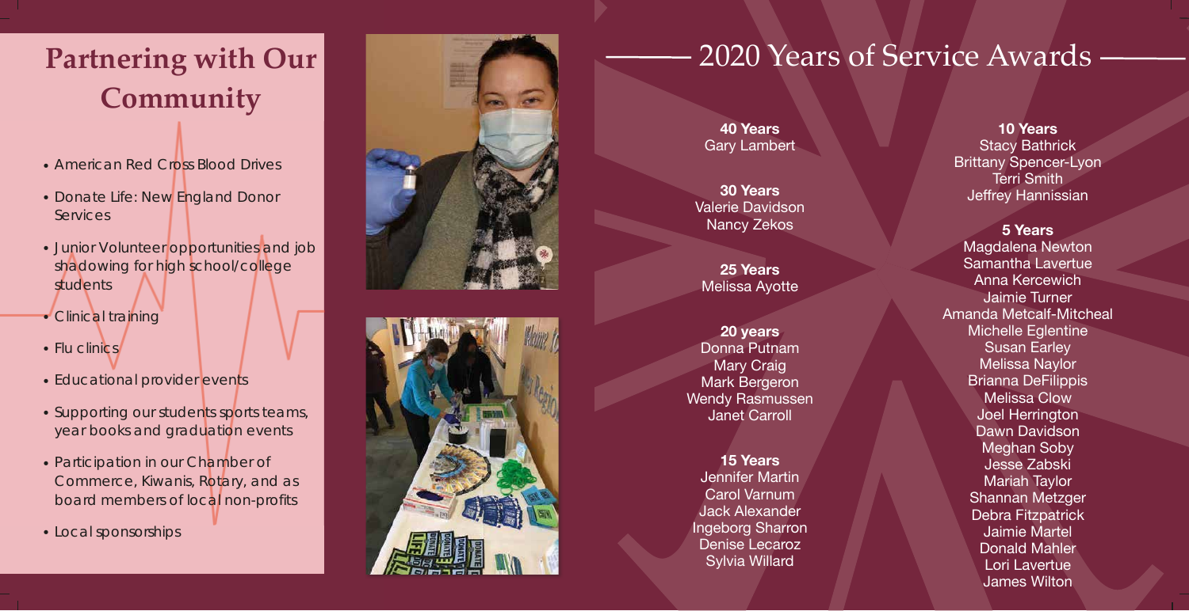## Partnering with Our Community

- American Red Cross Blood Drives
- Donate Life: New England Donor Services
- Junior Volunteer opportunities and job shadowing for high school/college students
- Clinical training
- Flu clinics
- Educational provider events
- Supporting our students sports teams, year books and graduation events
- Participation in our Chamber of Commerce, Kiwanis, Rotary, and as board members of local non-profits
- Local sponsorships

## 2020 Years of Service Awards

**40 Years**
Gary Lambert

**30 Years**
Valerie Davidson
Nancy Zekos

**25 Years**
Melissa Ayotte

**20 years**
Donna Putnam
Mary Craig
Mark Bergeron
Wendy Rasmussen
Janet Carroll

**15 Years**
Jennifer Martin
Carol Varnum
Jack Alexander
Ingeborg Sharron
Denise Lecaroz
Sylvia Willard

**10 Years**
Stacy Bathrick
Brittany Spencer-Lyon
Terri Smith
Jeffrey Hannissian

**5 Years**
Magdalena Newton
Samantha Lavertue
Anna Kercewich
Jaimie Turner
Amanda Metcalf-Mitcheal
Michelle Eglentine
Susan Earley
Melissa Naylor
Brianna DeFilippis
Melissa Clow
Joel Herrington
Dawn Davidson
Meghan Soby
Jesse Zabski
Mariah Taylor
Shannan Metzger
Debra Fitzpatrick
Jaimie Martel
Donald Mahler
Lori Lavertue
James Wilton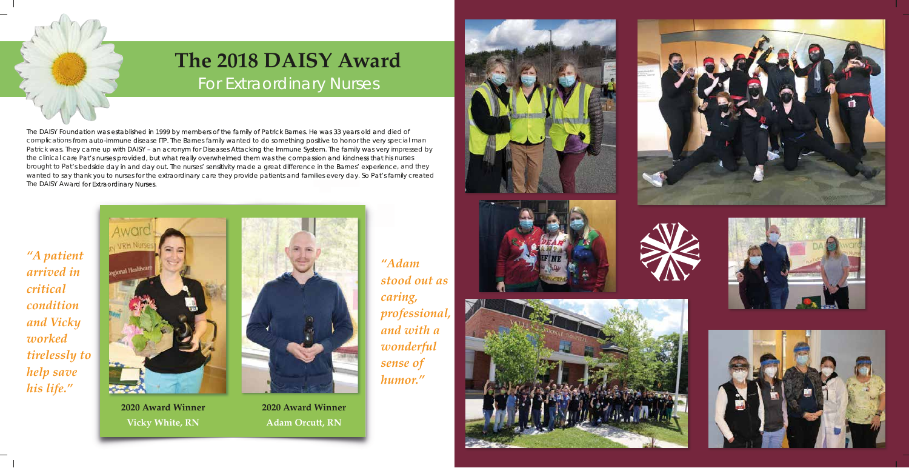# The 2018 DAISY Award

## For Extraordinary Nurses

The DAISY Foundation was established in 1999 by members of the family of Patrick Barnes. He was 33 years old and died of complications from auto-immune disease ITP. The Barnes family wanted to do something positive to honor the very special man Patrick was. They came up with DAISY – an acronym for Diseases Attacking the Immune System. The family was very impressed by the clinical care Pat's nurses provided, but what really overwhelmed them was the compassion and kindness that his nurses brought to Pat's bedside day in and day out. The nurses' sensitivity made a great difference in the Barnes' experience, and they wanted to say thank you to nurses for the extraordinary care they provide patients and families every day. So Pat's family created The DAISY Award for Extraordinary Nurses.

*"A patient arrived in critical condition and Vicky worked tirelessly to help save his life."*

**2020 Award Winner**
**Vicky White, RN**

**2020 Award Winner**
**Adam Orcutt, RN**

*"Adam stood out as caring, professional, and with a wonderful sense of humor."*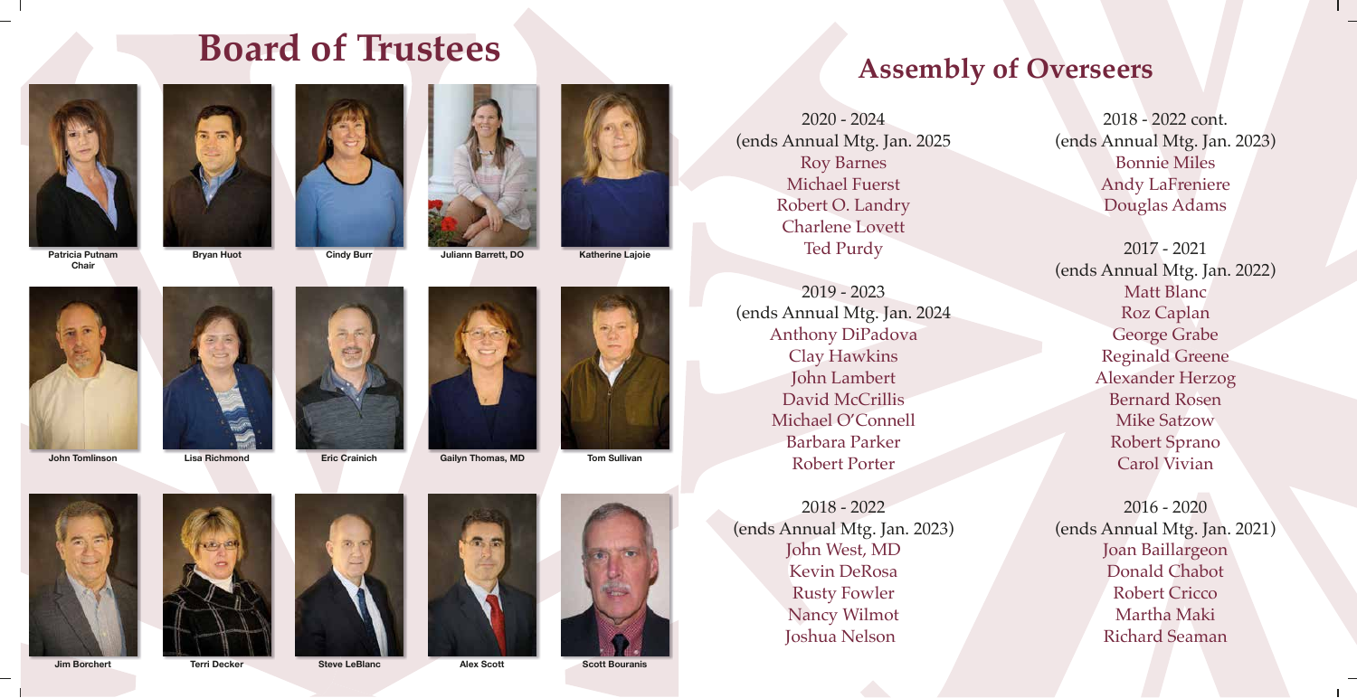# Board of Trustees

Patricia Putnam
Chair

Bryan Huot

Cindy Burr

Juliann Barrett, DO

Katherine Lajoie

John Tomlinson

Lisa Richmond

Eric Crainich

Gailyn Thomas, MD

Tom Sullivan

Jim Borchert

Terri Decker

Steve LeBlanc

Alex Scott

Scott Bouranis

# Assembly of Overseers

2020 - 2024
(ends Annual Mtg. Jan. 2025
Roy Barnes
Michael Fuerst
Robert O. Landry
Charlene Lovett
Ted Purdy

2019 - 2023
(ends Annual Mtg. Jan. 2024
Anthony DiPadova
Clay Hawkins
John Lambert
David McCrillis
Michael O'Connell
Barbara Parker
Robert Porter

2018 - 2022
(ends Annual Mtg. Jan. 2023)
John West, MD
Kevin DeRosa
Rusty Fowler
Nancy Wilmot
Joshua Nelson

2018 - 2022 cont.
(ends Annual Mtg. Jan. 2023)
Bonnie Miles
Andy LaFreniere
Douglas Adams

2017 - 2021
(ends Annual Mtg. Jan. 2022)
Matt Blanc
Roz Caplan
George Grabe
Reginald Greene
Alexander Herzog
Bernard Rosen
Mike Satzow
Robert Sprano
Carol Vivian

2016 - 2020
(ends Annual Mtg. Jan. 2021)
Joan Baillargeon
Donald Chabot
Robert Cricco
Martha Maki
Richard Seaman